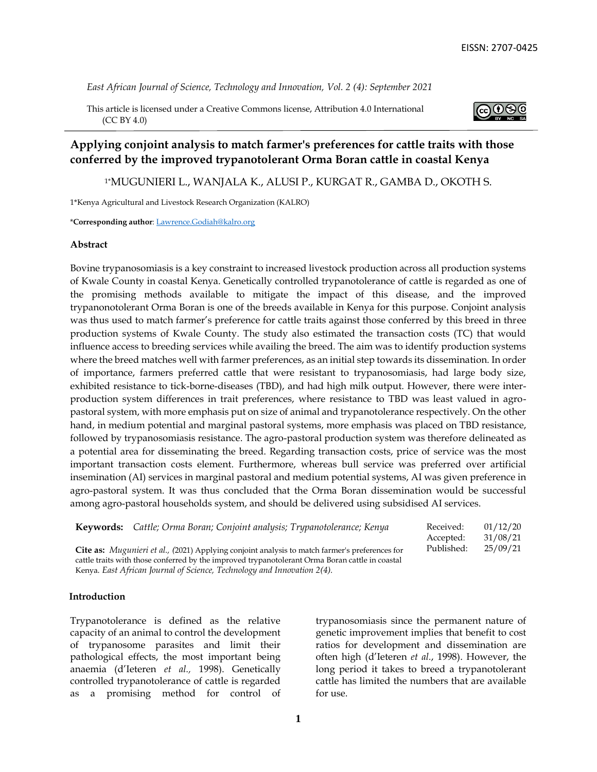EISSN: 2707-0425

*East African Journal of Science, Technology and Innovation, Vol. 2 (4): September 2021*

This article is licensed under a Creative Commons license, Attribution 4.0 International (CC BY 4.0)

# Applying conjoint analysis to match farmer's preferences for cattle traits with those conferred by the improved trypanotolerant Orma Boran cattle in coastal Kenya

[1*]MUGUNIERI L., WANJALA K., ALUSI P., KURGAT R., GAMBA D., OKOTH S.

1*Kenya Agricultural and Livestock Research Organization (KALRO)

**\*Corresponding author**: Lawrence.Godiah@kalro.org

## Abstract

Bovine trypanosomiasis is a key constraint to increased livestock production across all production systems of Kwale County in coastal Kenya. Genetically controlled trypanotolerance of cattle is regarded as one of the promising methods available to mitigate the impact of this disease, and the improved trypanonotolerant Orma Boran is one of the breeds available in Kenya for this purpose. Conjoint analysis was thus used to match farmer's preference for cattle traits against those conferred by this breed in three production systems of Kwale County. The study also estimated the transaction costs (TC) that would influence access to breeding services while availing the breed. The aim was to identify production systems where the breed matches well with farmer preferences, as an initial step towards its dissemination. In order of importance, farmers preferred cattle that were resistant to trypanosomiasis, had large body size, exhibited resistance to tick-borne-diseases (TBD), and had high milk output. However, there were inter-production system differences in trait preferences, where resistance to TBD was least valued in agro-pastoral system, with more emphasis put on size of animal and trypanotolerance respectively. On the other hand, in medium potential and marginal pastoral systems, more emphasis was placed on TBD resistance, followed by trypanosomiasis resistance. The agro-pastoral production system was therefore delineated as a potential area for disseminating the breed. Regarding transaction costs, price of service was the most important transaction costs element. Furthermore, whereas bull service was preferred over artificial insemination (AI) services in marginal pastoral and medium potential systems, AI was given preference in agro-pastoral system. It was thus concluded that the Orma Boran dissemination would be successful among agro-pastoral households system, and should be delivered using subsidised AI services.

**Keywords:** *Cattle; Orma Boran; Conjoint analysis; Trypanotolerance; Kenya*

| | |
|---|---|
| Received: | 01/12/20 |
| Accepted: | 31/08/21 |
| Published: | 25/09/21 |

**Cite as:** *Mugunieri et al., (*2021) Applying conjoint analysis to match farmer's preferences for cattle traits with those conferred by the improved trypanotolerant Orma Boran cattle in coastal Kenya. *East African Journal of Science, Technology and Innovation 2(4).*

## Introduction

Trypanotolerance is defined as the relative capacity of an animal to control the development of trypanosome parasites and limit their pathological effects, the most important being anaemia (d'Ieteren *et al.,* 1998). Genetically controlled trypanotolerance of cattle is regarded as a promising method for control of trypanosomiasis since the permanent nature of genetic improvement implies that benefit to cost ratios for development and dissemination are often high (d'Ieteren *et al.*, 1998). However, the long period it takes to breed a trypanotolerant cattle has limited the numbers that are available for use.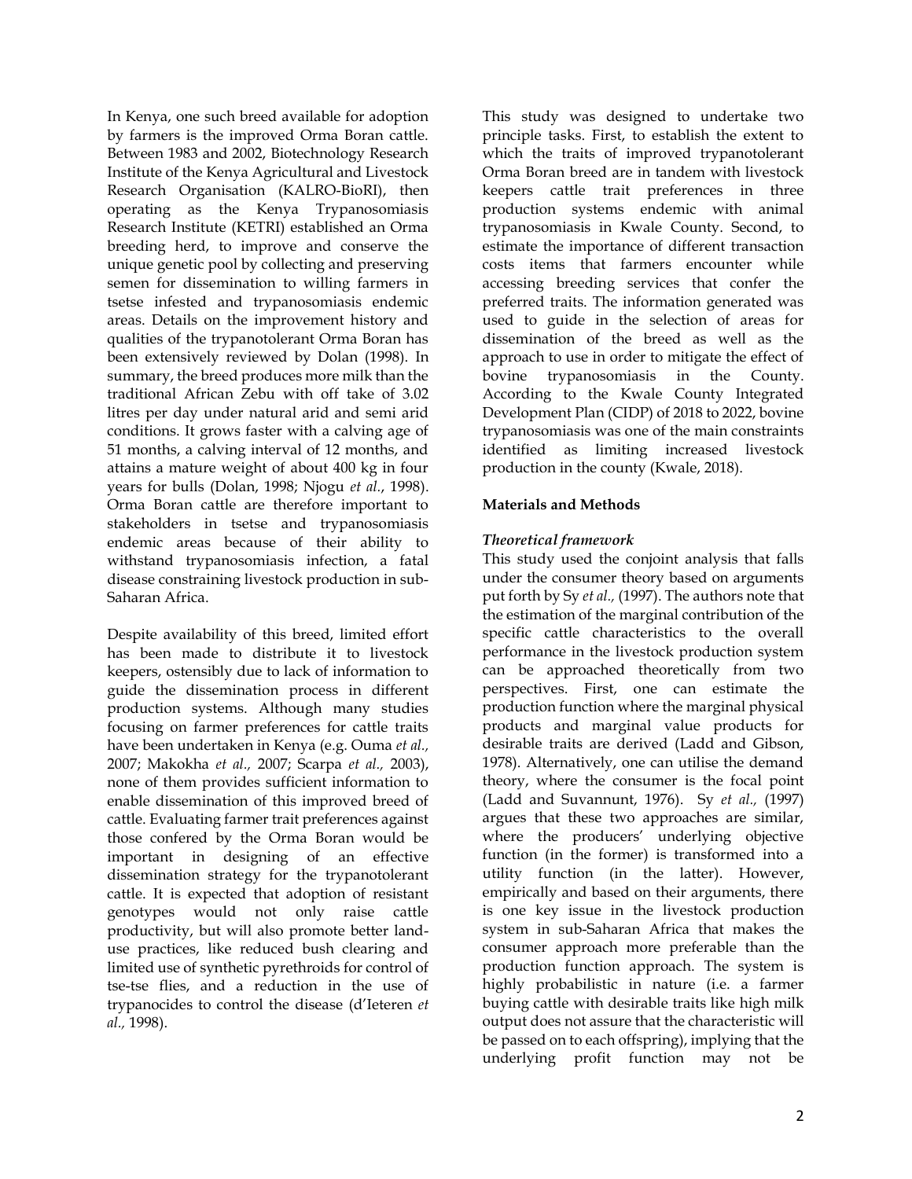In Kenya, one such breed available for adoption by farmers is the improved Orma Boran cattle. Between 1983 and 2002, Biotechnology Research Institute of the Kenya Agricultural and Livestock Research Organisation (KALRO-BioRI), then operating as the Kenya Trypanosomiasis Research Institute (KETRI) established an Orma breeding herd, to improve and conserve the unique genetic pool by collecting and preserving semen for dissemination to willing farmers in tsetse infested and trypanosomiasis endemic areas. Details on the improvement history and qualities of the trypanotolerant Orma Boran has been extensively reviewed by Dolan (1998). In summary, the breed produces more milk than the traditional African Zebu with off take of 3.02 litres per day under natural arid and semi arid conditions. It grows faster with a calving age of 51 months, a calving interval of 12 months, and attains a mature weight of about 400 kg in four years for bulls (Dolan, 1998; Njogu *et al.*, 1998). Orma Boran cattle are therefore important to stakeholders in tsetse and trypanosomiasis endemic areas because of their ability to withstand trypanosomiasis infection, a fatal disease constraining livestock production in sub-Saharan Africa.

Despite availability of this breed, limited effort has been made to distribute it to livestock keepers, ostensibly due to lack of information to guide the dissemination process in different production systems. Although many studies focusing on farmer preferences for cattle traits have been undertaken in Kenya (e.g. Ouma *et al.,* 2007; Makokha *et al.,* 2007; Scarpa *et al.,* 2003), none of them provides sufficient information to enable dissemination of this improved breed of cattle. Evaluating farmer trait preferences against those confered by the Orma Boran would be important in designing of an effective dissemination strategy for the trypanotolerant cattle. It is expected that adoption of resistant genotypes would not only raise cattle productivity, but will also promote better land-use practices, like reduced bush clearing and limited use of synthetic pyrethroids for control of tse-tse flies, and a reduction in the use of trypanocides to control the disease (d'Ieteren *et al.,* 1998).

This study was designed to undertake two principle tasks. First, to establish the extent to which the traits of improved trypanotolerant Orma Boran breed are in tandem with livestock keepers cattle trait preferences in three production systems endemic with animal trypanosomiasis in Kwale County. Second, to estimate the importance of different transaction costs items that farmers encounter while accessing breeding services that confer the preferred traits. The information generated was used to guide in the selection of areas for dissemination of the breed as well as the approach to use in order to mitigate the effect of bovine trypanosomiasis in the County. According to the Kwale County Integrated Development Plan (CIDP) of 2018 to 2022, bovine trypanosomiasis was one of the main constraints identified as limiting increased livestock production in the county (Kwale, 2018).

## Materials and Methods

### *Theoretical framework*

This study used the conjoint analysis that falls under the consumer theory based on arguments put forth by Sy *et al.,* (1997). The authors note that the estimation of the marginal contribution of the specific cattle characteristics to the overall performance in the livestock production system can be approached theoretically from two perspectives. First, one can estimate the production function where the marginal physical products and marginal value products for desirable traits are derived (Ladd and Gibson, 1978). Alternatively, one can utilise the demand theory, where the consumer is the focal point (Ladd and Suvannunt, 1976). Sy *et al.,* (1997) argues that these two approaches are similar, where the producers' underlying objective function (in the former) is transformed into a utility function (in the latter). However, empirically and based on their arguments, there is one key issue in the livestock production system in sub-Saharan Africa that makes the consumer approach more preferable than the production function approach. The system is highly probabilistic in nature (i.e. a farmer buying cattle with desirable traits like high milk output does not assure that the characteristic will be passed on to each offspring), implying that the underlying profit function may not be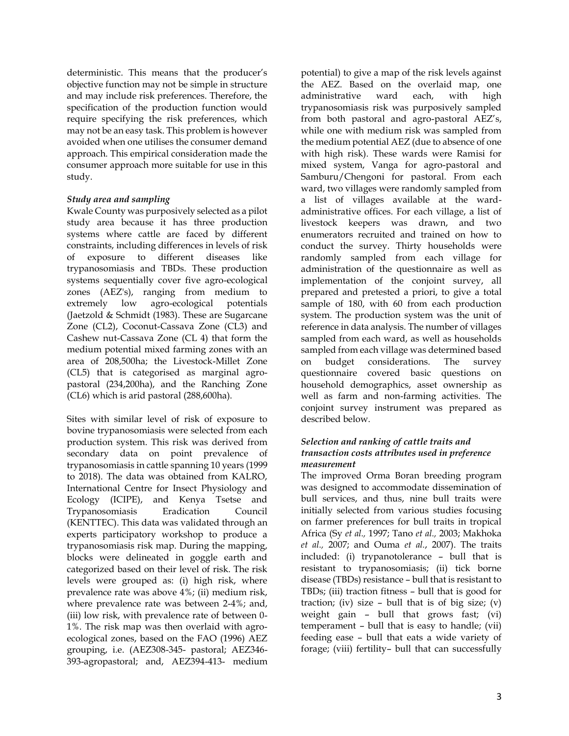deterministic. This means that the producer's objective function may not be simple in structure and may include risk preferences. Therefore, the specification of the production function would require specifying the risk preferences, which may not be an easy task. This problem is however avoided when one utilises the consumer demand approach. This empirical consideration made the consumer approach more suitable for use in this study.

### *Study area and sampling*

Kwale County was purposively selected as a pilot study area because it has three production systems where cattle are faced by different constraints, including differences in levels of risk of exposure to different diseases like trypanosomiasis and TBDs. These production systems sequentially cover five agro-ecological zones (AEZ's), ranging from medium to extremely low agro-ecological potentials (Jaetzold & Schmidt (1983). These are Sugarcane Zone (CL2), Coconut-Cassava Zone (CL3) and Cashew nut-Cassava Zone (CL 4) that form the medium potential mixed farming zones with an area of 208,500ha; the Livestock-Millet Zone (CL5) that is categorised as marginal agro-pastoral (234,200ha), and the Ranching Zone (CL6) which is arid pastoral (288,600ha).

Sites with similar level of risk of exposure to bovine trypanosomiasis were selected from each production system. This risk was derived from secondary data on point prevalence of trypanosomiasis in cattle spanning 10 years (1999 to 2018). The data was obtained from KALRO, International Centre for Insect Physiology and Ecology (ICIPE), and Kenya Tsetse and Trypanosomiasis Eradication Council (KENTTEC). This data was validated through an experts participatory workshop to produce a trypanosomiasis risk map. During the mapping, blocks were delineated in goggle earth and categorized based on their level of risk. The risk levels were grouped as: (i) high risk, where prevalence rate was above 4%; (ii) medium risk, where prevalence rate was between 2-4%; and, (iii) low risk, with prevalence rate of between 0-1%. The risk map was then overlaid with agro-ecological zones, based on the FAO (1996) AEZ grouping, i.e. (AEZ308-345- pastoral; AEZ346-393-agropastoral; and, AEZ394-413- medium potential) to give a map of the risk levels against the AEZ. Based on the overlaid map, one administrative ward each, with high trypanosomiasis risk was purposively sampled from both pastoral and agro-pastoral AEZ's, while one with medium risk was sampled from the medium potential AEZ (due to absence of one with high risk). These wards were Ramisi for mixed system, Vanga for agro-pastoral and Samburu/Chengoni for pastoral. From each ward, two villages were randomly sampled from a list of villages available at the ward-administrative offices. For each village, a list of livestock keepers was drawn, and two enumerators recruited and trained on how to conduct the survey. Thirty households were randomly sampled from each village for administration of the questionnaire as well as implementation of the conjoint survey, all prepared and pretested a priori, to give a total sample of 180, with 60 from each production system. The production system was the unit of reference in data analysis. The number of villages sampled from each ward, as well as households sampled from each village was determined based on budget considerations. The survey questionnaire covered basic questions on household demographics, asset ownership as well as farm and non-farming activities. The conjoint survey instrument was prepared as described below.

### *Selection and ranking of cattle traits and transaction costs attributes used in preference measurement*

The improved Orma Boran breeding program was designed to accommodate dissemination of bull services, and thus, nine bull traits were initially selected from various studies focusing on farmer preferences for bull traits in tropical Africa (Sy *et al.,* 1997; Tano *et al.,* 2003; Makhoka *et al.,* 2007; and Ouma *et al.*, 2007). The traits included: (i) trypanotolerance – bull that is resistant to trypanosomiasis; (ii) tick borne disease (TBDs) resistance – bull that is resistant to TBDs; (iii) traction fitness – bull that is good for traction; (iv) size – bull that is of big size; (v) weight gain – bull that grows fast; (vi) temperament – bull that is easy to handle; (vii) feeding ease – bull that eats a wide variety of forage; (viii) fertility– bull that can successfully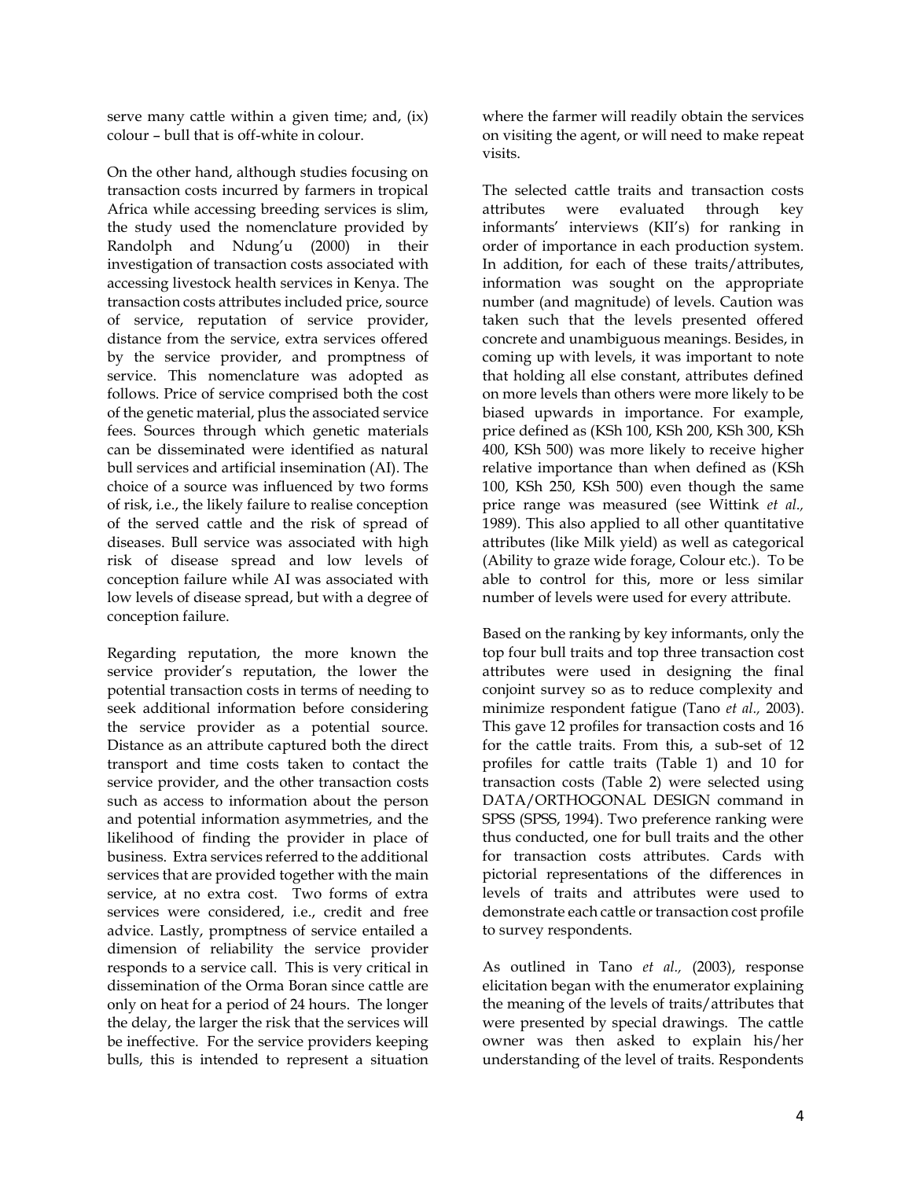serve many cattle within a given time; and, (ix) colour – bull that is off-white in colour.

On the other hand, although studies focusing on transaction costs incurred by farmers in tropical Africa while accessing breeding services is slim, the study used the nomenclature provided by Randolph and Ndung'u (2000) in their investigation of transaction costs associated with accessing livestock health services in Kenya. The transaction costs attributes included price, source of service, reputation of service provider, distance from the service, extra services offered by the service provider, and promptness of service. This nomenclature was adopted as follows. Price of service comprised both the cost of the genetic material, plus the associated service fees. Sources through which genetic materials can be disseminated were identified as natural bull services and artificial insemination (AI). The choice of a source was influenced by two forms of risk, i.e., the likely failure to realise conception of the served cattle and the risk of spread of diseases. Bull service was associated with high risk of disease spread and low levels of conception failure while AI was associated with low levels of disease spread, but with a degree of conception failure.

Regarding reputation, the more known the service provider's reputation, the lower the potential transaction costs in terms of needing to seek additional information before considering the service provider as a potential source. Distance as an attribute captured both the direct transport and time costs taken to contact the service provider, and the other transaction costs such as access to information about the person and potential information asymmetries, and the likelihood of finding the provider in place of business. Extra services referred to the additional services that are provided together with the main service, at no extra cost. Two forms of extra services were considered, i.e., credit and free advice. Lastly, promptness of service entailed a dimension of reliability the service provider responds to a service call. This is very critical in dissemination of the Orma Boran since cattle are only on heat for a period of 24 hours. The longer the delay, the larger the risk that the services will be ineffective. For the service providers keeping bulls, this is intended to represent a situation where the farmer will readily obtain the services on visiting the agent, or will need to make repeat visits.

The selected cattle traits and transaction costs attributes were evaluated through key informants' interviews (KII's) for ranking in order of importance in each production system. In addition, for each of these traits/attributes, information was sought on the appropriate number (and magnitude) of levels. Caution was taken such that the levels presented offered concrete and unambiguous meanings. Besides, in coming up with levels, it was important to note that holding all else constant, attributes defined on more levels than others were more likely to be biased upwards in importance. For example, price defined as (KSh 100, KSh 200, KSh 300, KSh 400, KSh 500) was more likely to receive higher relative importance than when defined as (KSh 100, KSh 250, KSh 500) even though the same price range was measured (see Wittink *et al.,* 1989). This also applied to all other quantitative attributes (like Milk yield) as well as categorical (Ability to graze wide forage, Colour etc.). To be able to control for this, more or less similar number of levels were used for every attribute.

Based on the ranking by key informants, only the top four bull traits and top three transaction cost attributes were used in designing the final conjoint survey so as to reduce complexity and minimize respondent fatigue (Tano *et al.,* 2003). This gave 12 profiles for transaction costs and 16 for the cattle traits. From this, a sub-set of 12 profiles for cattle traits (Table 1) and 10 for transaction costs (Table 2) were selected using DATA/ORTHOGONAL DESIGN command in SPSS (SPSS, 1994). Two preference ranking were thus conducted, one for bull traits and the other for transaction costs attributes. Cards with pictorial representations of the differences in levels of traits and attributes were used to demonstrate each cattle or transaction cost profile to survey respondents.

As outlined in Tano *et al.,* (2003), response elicitation began with the enumerator explaining the meaning of the levels of traits/attributes that were presented by special drawings. The cattle owner was then asked to explain his/her understanding of the level of traits. Respondents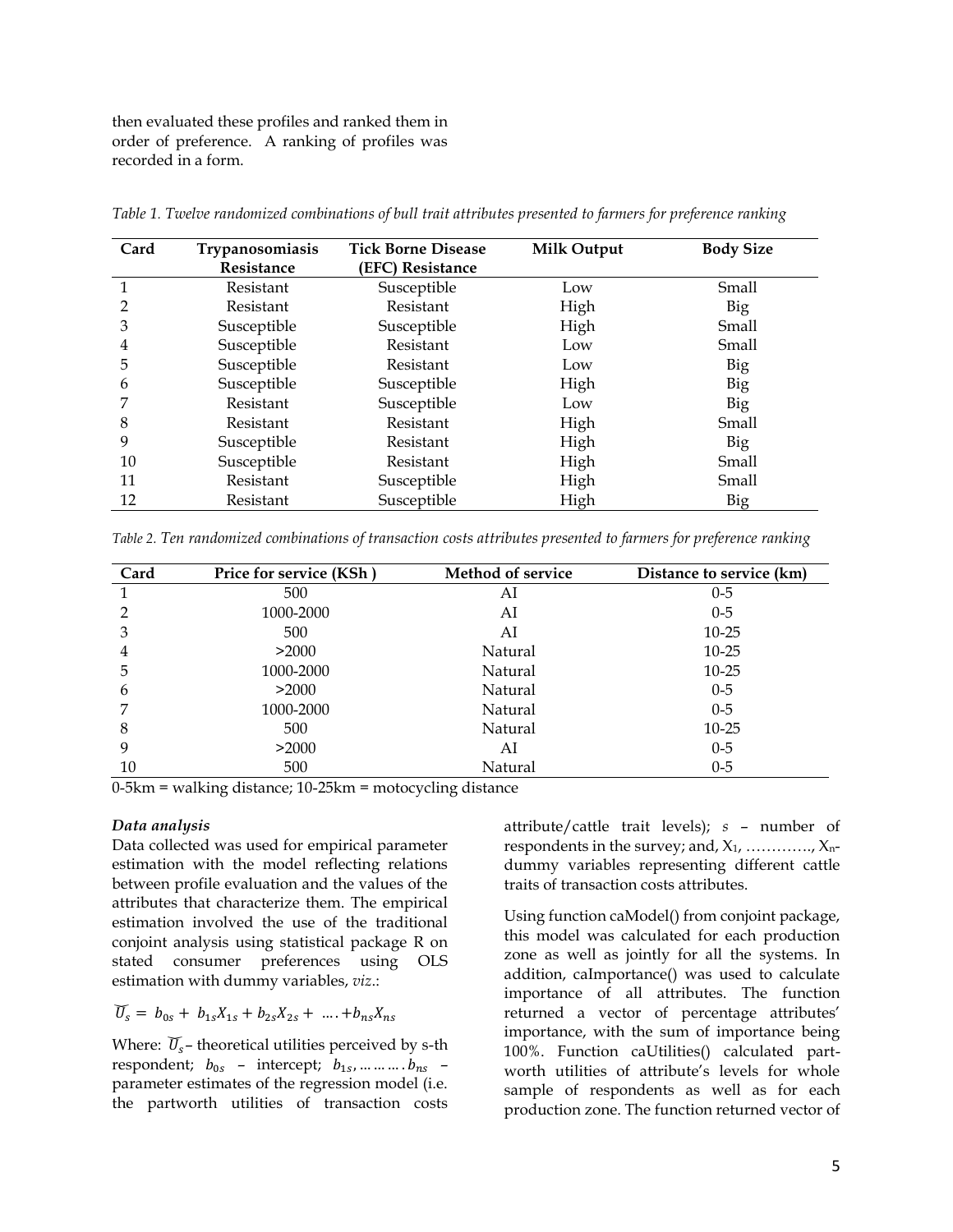then evaluated these profiles and ranked them in order of preference. A ranking of profiles was recorded in a form.

*Table 1. Twelve randomized combinations of bull trait attributes presented to farmers for preference ranking*

| Card | Trypanosomiasis Resistance | Tick Borne Disease (EFC) Resistance | Milk Output | Body Size |
|---|---|---|---|---|
| 1 | Resistant | Susceptible | Low | Small |
| 2 | Resistant | Resistant | High | Big |
| 3 | Susceptible | Susceptible | High | Small |
| 4 | Susceptible | Resistant | Low | Small |
| 5 | Susceptible | Resistant | Low | Big |
| 6 | Susceptible | Susceptible | High | Big |
| 7 | Resistant | Susceptible | Low | Big |
| 8 | Resistant | Resistant | High | Small |
| 9 | Susceptible | Resistant | High | Big |
| 10 | Susceptible | Resistant | High | Small |
| 11 | Resistant | Susceptible | High | Small |
| 12 | Resistant | Susceptible | High | Big |

*Table 2. Ten randomized combinations of transaction costs attributes presented to farmers for preference ranking*

| Card | Price for service (KSh ) | Method of service | Distance to service (km) |
|---|---|---|---|
| 1 | 500 | AI | 0-5 |
| 2 | 1000-2000 | AI | 0-5 |
| 3 | 500 | AI | 10-25 |
| 4 | >2000 | Natural | 10-25 |
| 5 | 1000-2000 | Natural | 10-25 |
| 6 | >2000 | Natural | 0-5 |
| 7 | 1000-2000 | Natural | 0-5 |
| 8 | 500 | Natural | 10-25 |
| 9 | >2000 | AI | 0-5 |
| 10 | 500 | Natural | 0-5 |

0-5km = walking distance; 10-25km = motocycling distance

***Data analysis***

Data collected was used for empirical parameter estimation with the model reflecting relations between profile evaluation and the values of the attributes that characterize them. The empirical estimation involved the use of the traditional conjoint analysis using statistical package R on stated consumer preferences using OLS estimation with dummy variables, *viz*.:

$$\widetilde{U}_s = b_{0s} + b_{1s}X_{1s} + b_{2s}X_{2s} + \ldots + b_{ns}X_{ns}$$

Where: $\widetilde{U}_s$ – theoretical utilities perceived by s-th respondent; $b_{0s}$ – intercept; $b_{1s}, \ldots \ldots . b_{ns}$ – parameter estimates of the regression model (i.e. the partworth utilities of transaction costs attribute/cattle trait levels); $s$ – number of respondents in the survey; and, $X_1$, …………., $X_n$- dummy variables representing different cattle traits of transaction costs attributes.

Using function caModel() from conjoint package, this model was calculated for each production zone as well as jointly for all the systems. In addition, caImportance() was used to calculate importance of all attributes. The function returned a vector of percentage attributes' importance, with the sum of importance being 100%. Function caUtilities() calculated part-worth utilities of attribute's levels for whole sample of respondents as well as for each production zone. The function returned vector of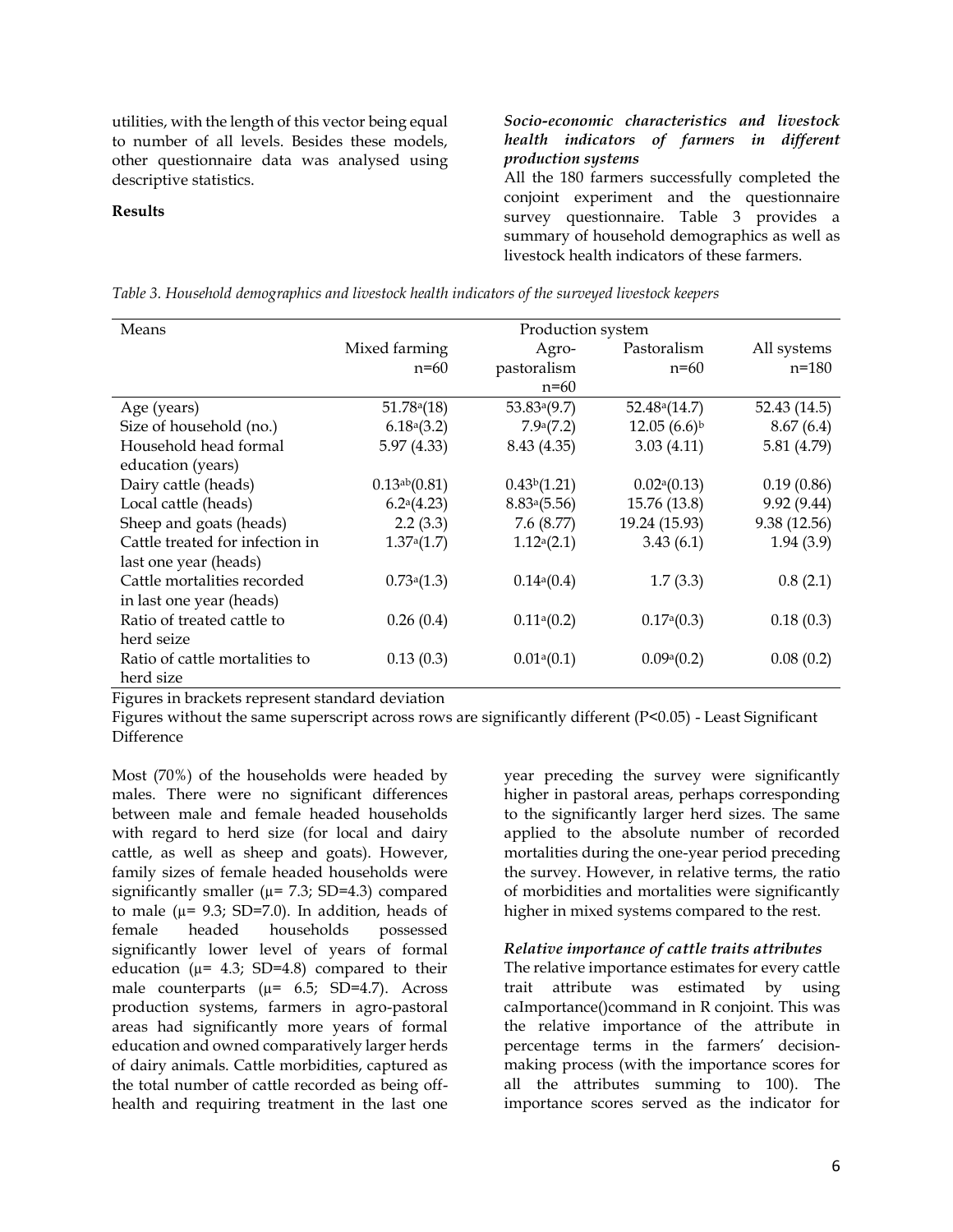utilities, with the length of this vector being equal to number of all levels. Besides these models, other questionnaire data was analysed using descriptive statistics.

## Results

### *Socio-economic characteristics and livestock health indicators of farmers in different production systems*

All the 180 farmers successfully completed the conjoint experiment and the questionnaire survey questionnaire. Table 3 provides a summary of household demographics as well as livestock health indicators of these farmers.

*Table 3. Household demographics and livestock health indicators of the surveyed livestock keepers*

| Means | Production system | | | |
|---|---|---|---|---|
| | Mixed farming n=60 | Agro-pastoralism n=60 | Pastoralism n=60 | All systems n=180 |
| Age (years) | 51.78$^{a}$(18) | 53.83$^{a}$(9.7) | 52.48$^{a}$(14.7) | 52.43 (14.5) |
| Size of household (no.) | 6.18$^{a}$(3.2) | 7.9$^{a}$(7.2) | 12.05 (6.6)$^{b}$ | 8.67 (6.4) |
| Household head formal education (years) | 5.97 (4.33) | 8.43 (4.35) | 3.03 (4.11) | 5.81 (4.79) |
| Dairy cattle (heads) | 0.13$^{ab}$(0.81) | 0.43$^{b}$(1.21) | 0.02$^{a}$(0.13) | 0.19 (0.86) |
| Local cattle (heads) | 6.2$^{a}$(4.23) | 8.83$^{a}$(5.56) | 15.76 (13.8) | 9.92 (9.44) |
| Sheep and goats (heads) | 2.2 (3.3) | 7.6 (8.77) | 19.24 (15.93) | 9.38 (12.56) |
| Cattle treated for infection in last one year (heads) | 1.37$^{a}$(1.7) | 1.12$^{a}$(2.1) | 3.43 (6.1) | 1.94 (3.9) |
| Cattle mortalities recorded in last one year (heads) | 0.73$^{a}$(1.3) | 0.14$^{a}$(0.4) | 1.7 (3.3) | 0.8 (2.1) |
| Ratio of treated cattle to herd seize | 0.26 (0.4) | 0.11$^{a}$(0.2) | 0.17$^{a}$(0.3) | 0.18 (0.3) |
| Ratio of cattle mortalities to herd size | 0.13 (0.3) | 0.01$^{a}$(0.1) | 0.09$^{a}$(0.2) | 0.08 (0.2) |

Figures in brackets represent standard deviation

Figures without the same superscript across rows are significantly different ($P<0.05$) - Least Significant Difference

Most (70%) of the households were headed by males. There were no significant differences between male and female headed households with regard to herd size (for local and dairy cattle, as well as sheep and goats). However, family sizes of female headed households were significantly smaller ($\mu = 7.3$; SD=4.3) compared to male ($\mu = 9.3$; SD=7.0). In addition, heads of female headed households possessed significantly lower level of years of formal education ($\mu = 4.3$; SD=4.8) compared to their male counterparts ($\mu = 6.5$; SD=4.7). Across production systems, farmers in agro-pastoral areas had significantly more years of formal education and owned comparatively larger herds of dairy animals. Cattle morbidities, captured as the total number of cattle recorded as being off-health and requiring treatment in the last one year preceding the survey were significantly higher in pastoral areas, perhaps corresponding to the significantly larger herd sizes. The same applied to the absolute number of recorded mortalities during the one-year period preceding the survey. However, in relative terms, the ratio of morbidities and mortalities were significantly higher in mixed systems compared to the rest.

### *Relative importance of cattle traits attributes*

The relative importance estimates for every cattle trait attribute was estimated by using caImportance()command in R conjoint. This was the relative importance of the attribute in percentage terms in the farmers' decision-making process (with the importance scores for all the attributes summing to 100). The importance scores served as the indicator for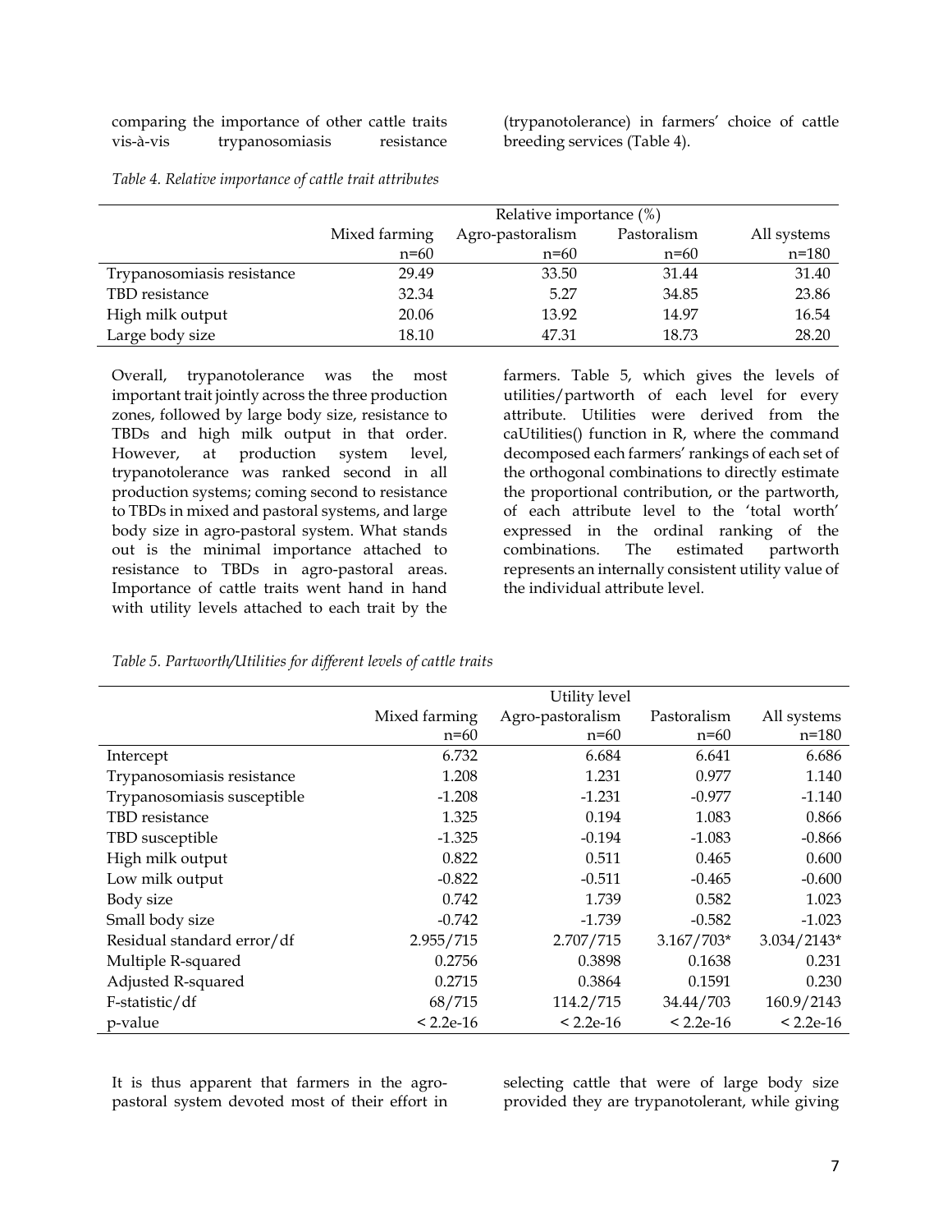comparing the importance of other cattle traits vis-à-vis trypanosomiasis resistance (trypanotolerance) in farmers' choice of cattle breeding services (Table 4).

*Table 4. Relative importance of cattle trait attributes*

| | Relative importance (%) | | | |
|---|---|---|---|---|
| | Mixed farming n=60 | Agro-pastoralism n=60 | Pastoralism n=60 | All systems n=180 |
| Trypanosomiasis resistance | 29.49 | 33.50 | 31.44 | 31.40 |
| TBD resistance | 32.34 | 5.27 | 34.85 | 23.86 |
| High milk output | 20.06 | 13.92 | 14.97 | 16.54 |
| Large body size | 18.10 | 47.31 | 18.73 | 28.20 |

Overall, trypanotolerance was the most important trait jointly across the three production zones, followed by large body size, resistance to TBDs and high milk output in that order. However, at production system level, trypanotolerance was ranked second in all production systems; coming second to resistance to TBDs in mixed and pastoral systems, and large body size in agro-pastoral system. What stands out is the minimal importance attached to resistance to TBDs in agro-pastoral areas. Importance of cattle traits went hand in hand with utility levels attached to each trait by the farmers. Table 5, which gives the levels of utilities/partworth of each level for every attribute. Utilities were derived from the caUtilities() function in R, where the command decomposed each farmers' rankings of each set of the orthogonal combinations to directly estimate the proportional contribution, or the partworth, of each attribute level to the 'total worth' expressed in the ordinal ranking of the combinations. The estimated partworth represents an internally consistent utility value of the individual attribute level.

*Table 5. Partworth/Utilities for different levels of cattle traits*

| | Utility level | | | |
|---|---|---|---|---|
| | Mixed farming n=60 | Agro-pastoralism n=60 | Pastoralism n=60 | All systems n=180 |
| Intercept | 6.732 | 6.684 | 6.641 | 6.686 |
| Trypanosomiasis resistance | 1.208 | 1.231 | 0.977 | 1.140 |
| Trypanosomiasis susceptible | -1.208 | -1.231 | -0.977 | -1.140 |
| TBD resistance | 1.325 | 0.194 | 1.083 | 0.866 |
| TBD susceptible | -1.325 | -0.194 | -1.083 | -0.866 |
| High milk output | 0.822 | 0.511 | 0.465 | 0.600 |
| Low milk output | -0.822 | -0.511 | -0.465 | -0.600 |
| Body size | 0.742 | 1.739 | 0.582 | 1.023 |
| Small body size | -0.742 | -1.739 | -0.582 | -1.023 |
| Residual standard error/df | 2.955/715 | 2.707/715 | 3.167/703* | 3.034/2143* |
| Multiple R-squared | 0.2756 | 0.3898 | 0.1638 | 0.231 |
| Adjusted R-squared | 0.2715 | 0.3864 | 0.1591 | 0.230 |
| F-statistic/df | 68/715 | 114.2/715 | 34.44/703 | 160.9/2143 |
| p-value | < 2.2e-16 | < 2.2e-16 | < 2.2e-16 | < 2.2e-16 |

It is thus apparent that farmers in the agro-pastoral system devoted most of their effort in selecting cattle that were of large body size provided they are trypanotolerant, while giving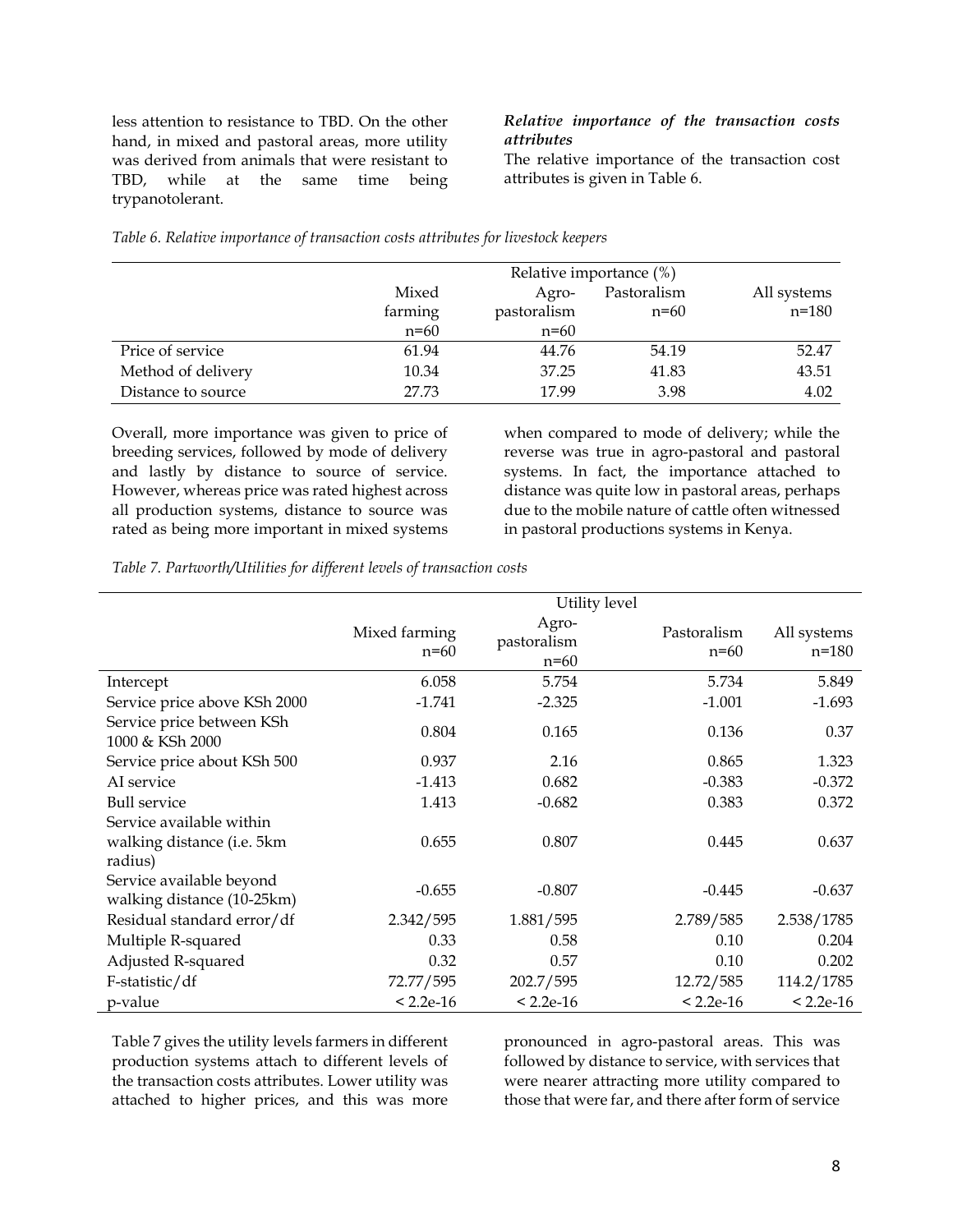less attention to resistance to TBD. On the other hand, in mixed and pastoral areas, more utility was derived from animals that were resistant to TBD, while at the same time being trypanotolerant.

***Relative importance of the transaction costs attributes***

The relative importance of the transaction cost attributes is given in Table 6.

*Table 6. Relative importance of transaction costs attributes for livestock keepers*

| | Relative importance (%) | | | |
|---|---|---|---|---|
| | Mixed farming n=60 | Agro-pastoralism n=60 | Pastoralism n=60 | All systems n=180 |
| Price of service | 61.94 | 44.76 | 54.19 | 52.47 |
| Method of delivery | 10.34 | 37.25 | 41.83 | 43.51 |
| Distance to source | 27.73 | 17.99 | 3.98 | 4.02 |

Overall, more importance was given to price of breeding services, followed by mode of delivery and lastly by distance to source of service. However, whereas price was rated highest across all production systems, distance to source was rated as being more important in mixed systems when compared to mode of delivery; while the reverse was true in agro-pastoral and pastoral systems. In fact, the importance attached to distance was quite low in pastoral areas, perhaps due to the mobile nature of cattle often witnessed in pastoral productions systems in Kenya.

*Table 7. Partworth/Utilities for different levels of transaction costs*

| | Utility level | | | |
|---|---|---|---|---|
| | Mixed farming n=60 | Agro-pastoralism n=60 | Pastoralism n=60 | All systems n=180 |
| Intercept | 6.058 | 5.754 | 5.734 | 5.849 |
| Service price above KSh 2000 | -1.741 | -2.325 | -1.001 | -1.693 |
| Service price between KSh 1000 & KSh 2000 | 0.804 | 0.165 | 0.136 | 0.37 |
| Service price about KSh 500 | 0.937 | 2.16 | 0.865 | 1.323 |
| AI service | -1.413 | 0.682 | -0.383 | -0.372 |
| Bull service | 1.413 | -0.682 | 0.383 | 0.372 |
| Service available within walking distance (i.e. 5km radius) | 0.655 | 0.807 | 0.445 | 0.637 |
| Service available beyond walking distance (10-25km) | -0.655 | -0.807 | -0.445 | -0.637 |
| Residual standard error/df | 2.342/595 | 1.881/595 | 2.789/585 | 2.538/1785 |
| Multiple R-squared | 0.33 | 0.58 | 0.10 | 0.204 |
| Adjusted R-squared | 0.32 | 0.57 | 0.10 | 0.202 |
| F-statistic/df | 72.77/595 | 202.7/595 | 12.72/585 | 114.2/1785 |
| p-value | < 2.2e-16 | < 2.2e-16 | < 2.2e-16 | < 2.2e-16 |

Table 7 gives the utility levels farmers in different production systems attach to different levels of the transaction costs attributes. Lower utility was attached to higher prices, and this was more pronounced in agro-pastoral areas. This was followed by distance to service, with services that were nearer attracting more utility compared to those that were far, and there after form of service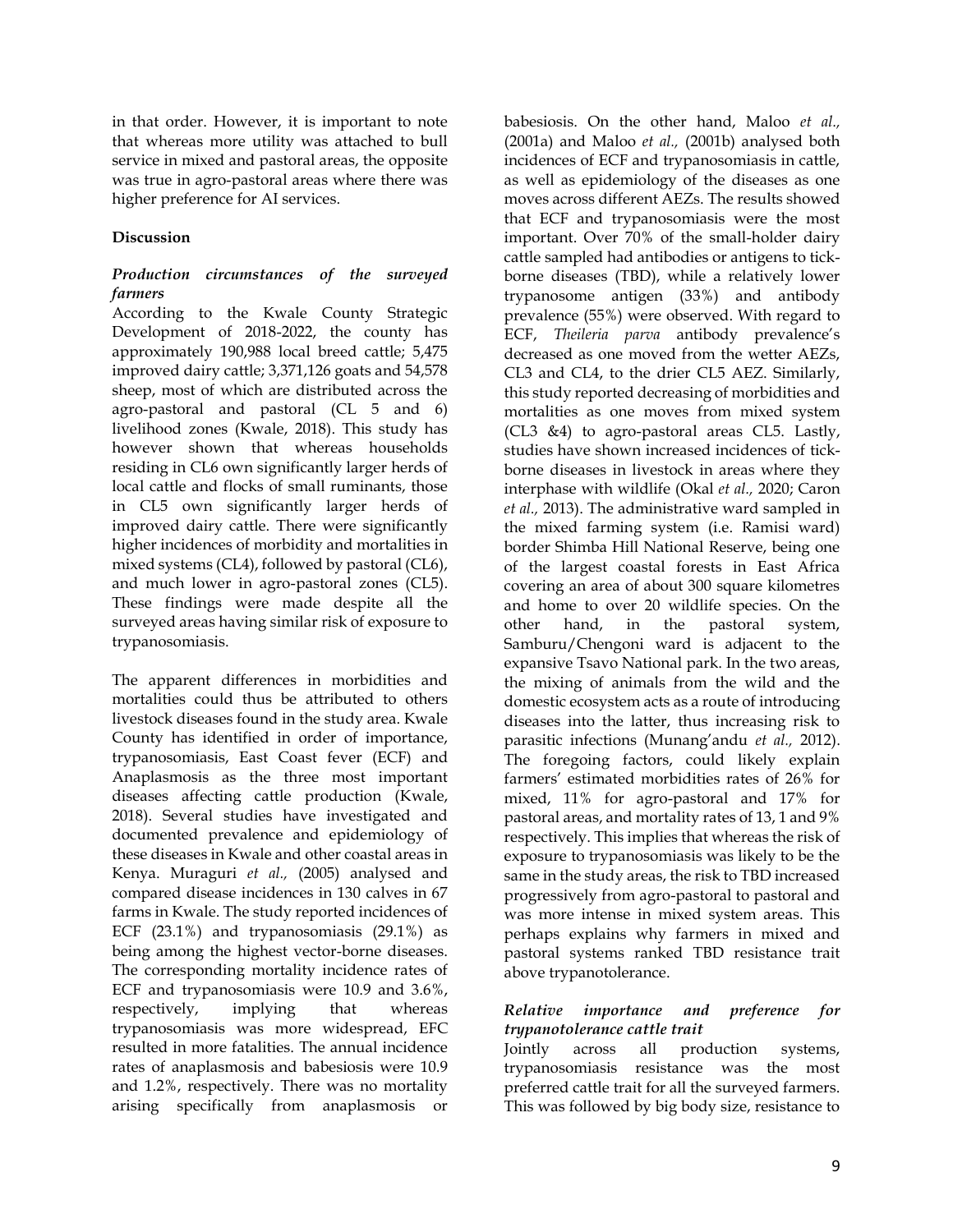in that order. However, it is important to note that whereas more utility was attached to bull service in mixed and pastoral areas, the opposite was true in agro-pastoral areas where there was higher preference for AI services.

## Discussion

### *Production circumstances of the surveyed farmers*

According to the Kwale County Strategic Development of 2018-2022, the county has approximately 190,988 local breed cattle; 5,475 improved dairy cattle; 3,371,126 goats and 54,578 sheep, most of which are distributed across the agro-pastoral and pastoral (CL 5 and 6) livelihood zones (Kwale, 2018). This study has however shown that whereas households residing in CL6 own significantly larger herds of local cattle and flocks of small ruminants, those in CL5 own significantly larger herds of improved dairy cattle. There were significantly higher incidences of morbidity and mortalities in mixed systems (CL4), followed by pastoral (CL6), and much lower in agro-pastoral zones (CL5). These findings were made despite all the surveyed areas having similar risk of exposure to trypanosomiasis.

The apparent differences in morbidities and mortalities could thus be attributed to others livestock diseases found in the study area. Kwale County has identified in order of importance, trypanosomiasis, East Coast fever (ECF) and Anaplasmosis as the three most important diseases affecting cattle production (Kwale, 2018). Several studies have investigated and documented prevalence and epidemiology of these diseases in Kwale and other coastal areas in Kenya. Muraguri *et al.,* (2005) analysed and compared disease incidences in 130 calves in 67 farms in Kwale. The study reported incidences of ECF (23.1%) and trypanosomiasis (29.1%) as being among the highest vector-borne diseases. The corresponding mortality incidence rates of ECF and trypanosomiasis were 10.9 and 3.6%, respectively, implying that whereas trypanosomiasis was more widespread, EFC resulted in more fatalities. The annual incidence rates of anaplasmosis and babesiosis were 10.9 and 1.2%, respectively. There was no mortality arising specifically from anaplasmosis or babesiosis. On the other hand, Maloo *et al.,* (2001a) and Maloo *et al.,* (2001b) analysed both incidences of ECF and trypanosomiasis in cattle, as well as epidemiology of the diseases as one moves across different AEZs. The results showed that ECF and trypanosomiasis were the most important. Over 70% of the small-holder dairy cattle sampled had antibodies or antigens to tick-borne diseases (TBD), while a relatively lower trypanosome antigen (33%) and antibody prevalence (55%) were observed. With regard to ECF, *Theileria parva* antibody prevalence's decreased as one moved from the wetter AEZs, CL3 and CL4, to the drier CL5 AEZ. Similarly, this study reported decreasing of morbidities and mortalities as one moves from mixed system (CL3 &4) to agro-pastoral areas CL5. Lastly, studies have shown increased incidences of tick-borne diseases in livestock in areas where they interphase with wildlife (Okal *et al.,* 2020; Caron *et al.,* 2013). The administrative ward sampled in the mixed farming system (i.e. Ramisi ward) border Shimba Hill National Reserve, being one of the largest coastal forests in East Africa covering an area of about 300 square kilometres and home to over 20 wildlife species. On the other hand, in the pastoral system, Samburu/Chengoni ward is adjacent to the expansive Tsavo National park. In the two areas, the mixing of animals from the wild and the domestic ecosystem acts as a route of introducing diseases into the latter, thus increasing risk to parasitic infections (Munang'andu *et al.,* 2012). The foregoing factors, could likely explain farmers' estimated morbidities rates of 26% for mixed, 11% for agro-pastoral and 17% for pastoral areas, and mortality rates of 13, 1 and 9% respectively. This implies that whereas the risk of exposure to trypanosomiasis was likely to be the same in the study areas, the risk to TBD increased progressively from agro-pastoral to pastoral and was more intense in mixed system areas. This perhaps explains why farmers in mixed and pastoral systems ranked TBD resistance trait above trypanotolerance.

### *Relative importance and preference for trypanotolerance cattle trait*

Jointly across all production systems, trypanosomiasis resistance was the most preferred cattle trait for all the surveyed farmers. This was followed by big body size, resistance to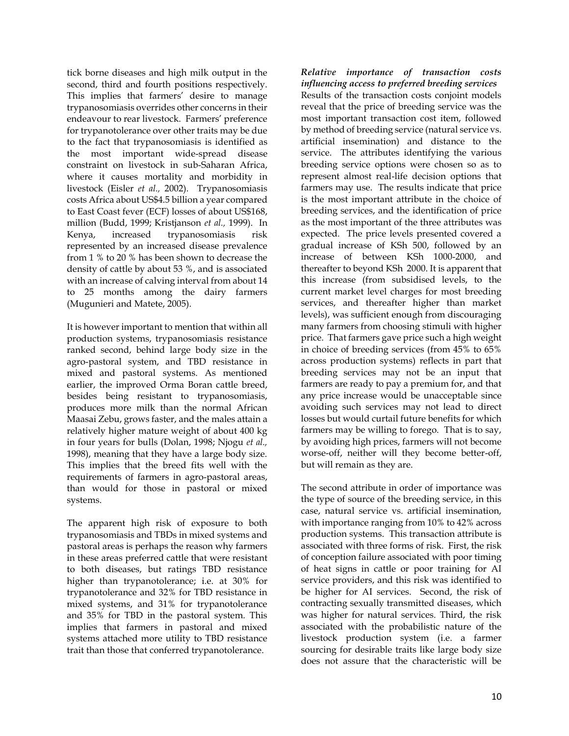tick borne diseases and high milk output in the second, third and fourth positions respectively. This implies that farmers' desire to manage trypanosomiasis overrides other concerns in their endeavour to rear livestock. Farmers' preference for trypanotolerance over other traits may be due to the fact that trypanosomiasis is identified as the most important wide-spread disease constraint on livestock in sub-Saharan Africa, where it causes mortality and morbidity in livestock (Eisler *et al.,* 2002). Trypanosomiasis costs Africa about US$4.5 billion a year compared to East Coast fever (ECF) losses of about US$168, million (Budd, 1999; Kristjanson *et al.,* 1999). In Kenya, increased trypanosomiasis risk represented by an increased disease prevalence from 1 % to 20 % has been shown to decrease the density of cattle by about 53 %, and is associated with an increase of calving interval from about 14 to 25 months among the dairy farmers (Mugunieri and Matete, 2005).

It is however important to mention that within all production systems, trypanosomiasis resistance ranked second, behind large body size in the agro-pastoral system, and TBD resistance in mixed and pastoral systems. As mentioned earlier, the improved Orma Boran cattle breed, besides being resistant to trypanosomiasis, produces more milk than the normal African Maasai Zebu, grows faster, and the males attain a relatively higher mature weight of about 400 kg in four years for bulls (Dolan, 1998; Njogu *et al.,* 1998), meaning that they have a large body size. This implies that the breed fits well with the requirements of farmers in agro-pastoral areas, than would for those in pastoral or mixed systems.

The apparent high risk of exposure to both trypanosomiasis and TBDs in mixed systems and pastoral areas is perhaps the reason why farmers in these areas preferred cattle that were resistant to both diseases, but ratings TBD resistance higher than trypanotolerance; i.e. at 30% for trypanotolerance and 32% for TBD resistance in mixed systems, and 31% for trypanotolerance and 35% for TBD in the pastoral system. This implies that farmers in pastoral and mixed systems attached more utility to TBD resistance trait than those that conferred trypanotolerance.

***Relative importance of transaction costs influencing access to preferred breeding services***

Results of the transaction costs conjoint models reveal that the price of breeding service was the most important transaction cost item, followed by method of breeding service (natural service vs. artificial insemination) and distance to the service. The attributes identifying the various breeding service options were chosen so as to represent almost real-life decision options that farmers may use. The results indicate that price is the most important attribute in the choice of breeding services, and the identification of price as the most important of the three attributes was expected. The price levels presented covered a gradual increase of KSh 500, followed by an increase of between KSh 1000-2000, and thereafter to beyond KSh 2000. It is apparent that this increase (from subsidised levels, to the current market level charges for most breeding services, and thereafter higher than market levels), was sufficient enough from discouraging many farmers from choosing stimuli with higher price. That farmers gave price such a high weight in choice of breeding services (from 45% to 65% across production systems) reflects in part that breeding services may not be an input that farmers are ready to pay a premium for, and that any price increase would be unacceptable since avoiding such services may not lead to direct losses but would curtail future benefits for which farmers may be willing to forego. That is to say, by avoiding high prices, farmers will not become worse-off, neither will they become better-off, but will remain as they are.

The second attribute in order of importance was the type of source of the breeding service, in this case, natural service vs. artificial insemination, with importance ranging from 10% to 42% across production systems. This transaction attribute is associated with three forms of risk. First, the risk of conception failure associated with poor timing of heat signs in cattle or poor training for AI service providers, and this risk was identified to be higher for AI services. Second, the risk of contracting sexually transmitted diseases, which was higher for natural services. Third, the risk associated with the probabilistic nature of the livestock production system (i.e. a farmer sourcing for desirable traits like large body size does not assure that the characteristic will be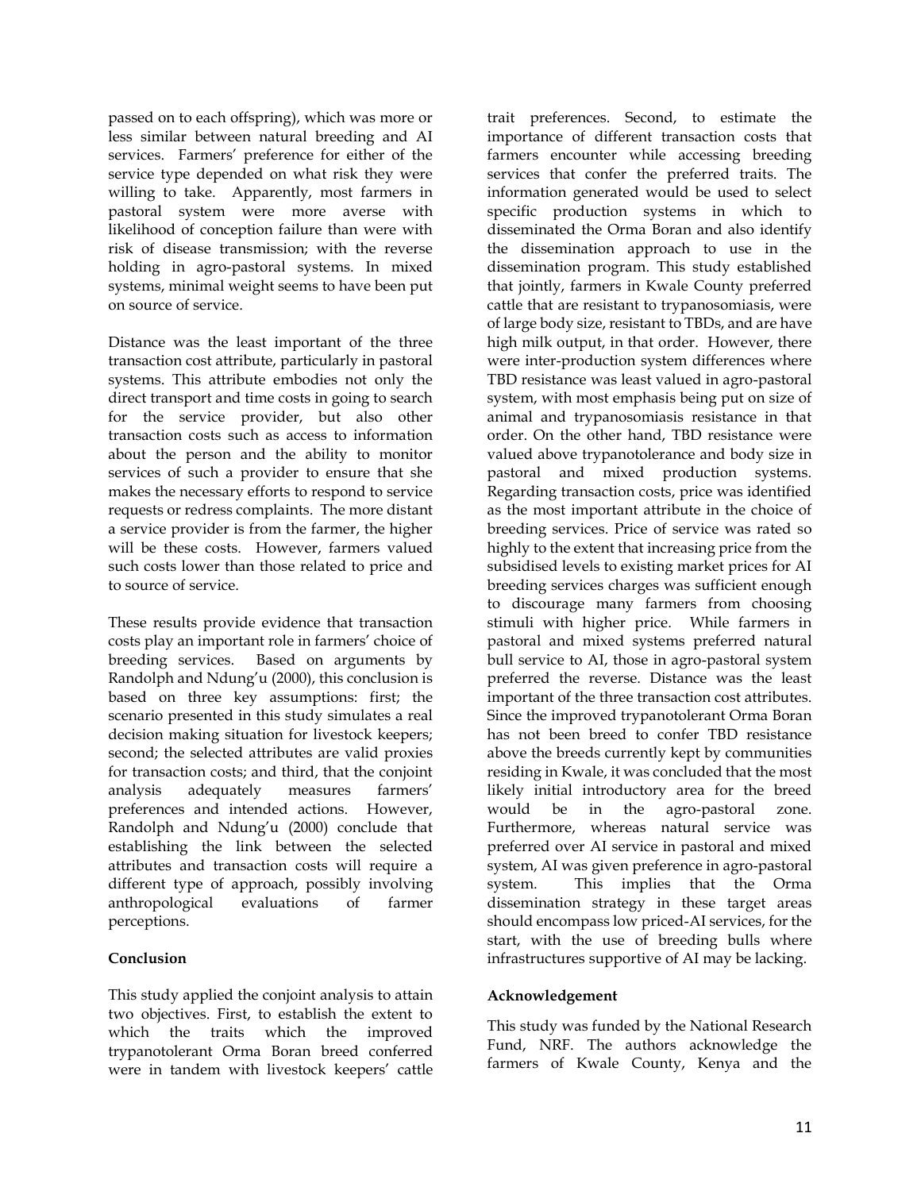passed on to each offspring), which was more or less similar between natural breeding and AI services. Farmers' preference for either of the service type depended on what risk they were willing to take. Apparently, most farmers in pastoral system were more averse with likelihood of conception failure than were with risk of disease transmission; with the reverse holding in agro-pastoral systems. In mixed systems, minimal weight seems to have been put on source of service.

Distance was the least important of the three transaction cost attribute, particularly in pastoral systems. This attribute embodies not only the direct transport and time costs in going to search for the service provider, but also other transaction costs such as access to information about the person and the ability to monitor services of such a provider to ensure that she makes the necessary efforts to respond to service requests or redress complaints. The more distant a service provider is from the farmer, the higher will be these costs. However, farmers valued such costs lower than those related to price and to source of service.

These results provide evidence that transaction costs play an important role in farmers' choice of breeding services. Based on arguments by Randolph and Ndung'u (2000), this conclusion is based on three key assumptions: first; the scenario presented in this study simulates a real decision making situation for livestock keepers; second; the selected attributes are valid proxies for transaction costs; and third, that the conjoint analysis adequately measures farmers' preferences and intended actions. However, Randolph and Ndung'u (2000) conclude that establishing the link between the selected attributes and transaction costs will require a different type of approach, possibly involving anthropological evaluations of farmer perceptions.

**Conclusion**

This study applied the conjoint analysis to attain two objectives. First, to establish the extent to which the traits which the improved trypanotolerant Orma Boran breed conferred were in tandem with livestock keepers' cattle trait preferences. Second, to estimate the importance of different transaction costs that farmers encounter while accessing breeding services that confer the preferred traits. The information generated would be used to select specific production systems in which to disseminated the Orma Boran and also identify the dissemination approach to use in the dissemination program. This study established that jointly, farmers in Kwale County preferred cattle that are resistant to trypanosomiasis, were of large body size, resistant to TBDs, and are have high milk output, in that order. However, there were inter-production system differences where TBD resistance was least valued in agro-pastoral system, with most emphasis being put on size of animal and trypanosomiasis resistance in that order. On the other hand, TBD resistance were valued above trypanotolerance and body size in pastoral and mixed production systems. Regarding transaction costs, price was identified as the most important attribute in the choice of breeding services. Price of service was rated so highly to the extent that increasing price from the subsidised levels to existing market prices for AI breeding services charges was sufficient enough to discourage many farmers from choosing stimuli with higher price. While farmers in pastoral and mixed systems preferred natural bull service to AI, those in agro-pastoral system preferred the reverse. Distance was the least important of the three transaction cost attributes. Since the improved trypanotolerant Orma Boran has not been breed to confer TBD resistance above the breeds currently kept by communities residing in Kwale, it was concluded that the most likely initial introductory area for the breed would be in the agro-pastoral zone. Furthermore, whereas natural service was preferred over AI service in pastoral and mixed system, AI was given preference in agro-pastoral system. This implies that the Orma dissemination strategy in these target areas should encompass low priced-AI services, for the start, with the use of breeding bulls where infrastructures supportive of AI may be lacking.

**Acknowledgement**

This study was funded by the National Research Fund, NRF. The authors acknowledge the farmers of Kwale County, Kenya and the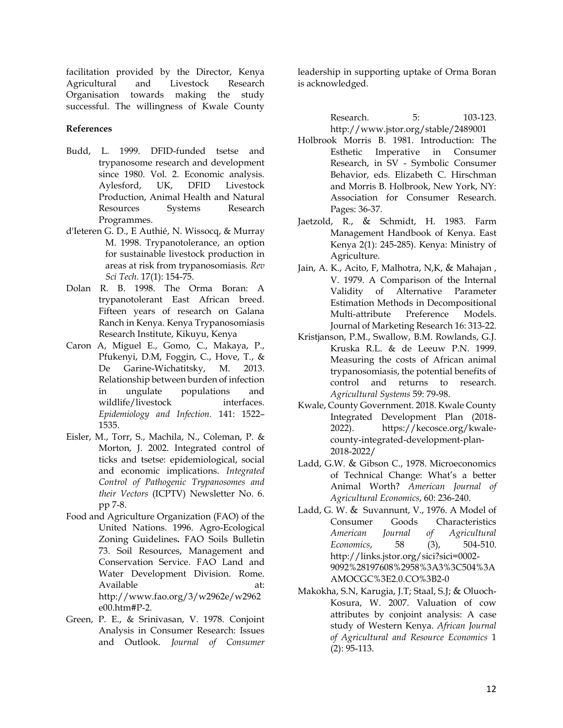facilitation provided by the Director, Kenya Agricultural and Livestock Research Organisation towards making the study successful. The willingness of Kwale County leadership in supporting uptake of Orma Boran is acknowledged.

**References**

Budd, L. 1999. DFID-funded tsetse and trypanosome research and development since 1980. Vol. 2. Economic analysis. Aylesford, UK, DFID Livestock Production, Animal Health and Natural Resources Systems Research Programmes.

d'Ieteren G. D., E Authié, N. Wissocq, & Murray M. 1998. Trypanotolerance, an option for sustainable livestock production in areas at risk from trypanosomiasis. *Rev Sci Tech.* 17(1): 154-75.

Dolan R. B. 1998. The Orma Boran: A trypanotolerant East African breed. Fifteen years of research on Galana Ranch in Kenya. Kenya Trypanosomiasis Research Institute, Kikuyu, Kenya

Caron A, Miguel E., Gomo, C., Makaya, P., Pfukenyi, D.M, Foggin, C., Hove, T., & De Garine-Wichatitsky, M. 2013. Relationship between burden of infection in ungulate populations and wildlife/livestock interfaces. *Epidemiology and Infection.* 141: 1522–1535.

Eisler, M., Torr, S., Machila, N., Coleman, P. & Morton, J. 2002. Integrated control of ticks and tsetse: epidemiological, social and economic implications. *Integrated Control of Pathogenic Trypanosomes and their Vectors* (ICPTV) Newsletter No. 6. pp 7-8.

Food and Agriculture Organization (FAO) of the United Nations. 1996. Agro-Ecological Zoning Guidelines**.** FAO Soils Bulletin 73. Soil Resources, Management and Conservation Service. FAO Land and Water Development Division. Rome. Available at: http://www.fao.org/3/w2962e/w2962e00.htm#P-2.

Green, P. E., & Srinivasan, V. 1978. Conjoint Analysis in Consumer Research: Issues and Outlook. *Journal of Consumer* Research. 5: 103-123. http://www.jstor.org/stable/2489001

Holbrook Morris B. 1981. Introduction: The Esthetic Imperative in Consumer Research, in SV - Symbolic Consumer Behavior, eds. Elizabeth C. Hirschman and Morris B. Holbrook, New York, NY: Association for Consumer Research. Pages: 36-37.

Jaetzold, R., & Schmidt, H. 1983. Farm Management Handbook of Kenya. East Kenya 2(1): 245-285). Kenya: Ministry of Agriculture.

Jain, A. K., Acito, F, Malhotra, N,K, & Mahajan , V. 1979. A Comparison of the Internal Validity of Alternative Parameter Estimation Methods in Decompositional Multi-attribute Preference Models. Journal of Marketing Research 16: 313-22.

Kristjanson, P.M., Swallow, B.M. Rowlands, G.J. Kruska R.L. & de Leeuw P.N. 1999. Measuring the costs of African animal trypanosomiasis, the potential benefits of control and returns to research. *Agricultural Systems* 59: 79-98.

Kwale, County Government. 2018. Kwale County Integrated Development Plan (2018-2022). https://kecosce.org/kwale-county-integrated-development-plan-2018-2022/

Ladd, G.W. & Gibson C., 1978. Microeconomics of Technical Change: What's a better Animal Worth? *American Journal of Agricultural Economics*, 60: 236-240.

Ladd, G. W. & Suvannunt, V., 1976. A Model of Consumer Goods Characteristics *American Journal of Agricultural Economics*, 58 (3), 504-510. http://links.jstor.org/sici?sici=0002-9092%28197608%2958%3A3%3C504%3AAMOCGC%3E2.0.CO%3B2-0

Makokha, S.N, Karugia, J.T; Staal, S.J; & Oluoch-Kosura, W. 2007. Valuation of cow attributes by conjoint analysis: A case study of Western Kenya. *African Journal of Agricultural and Resource Economics* 1 (2): 95-113.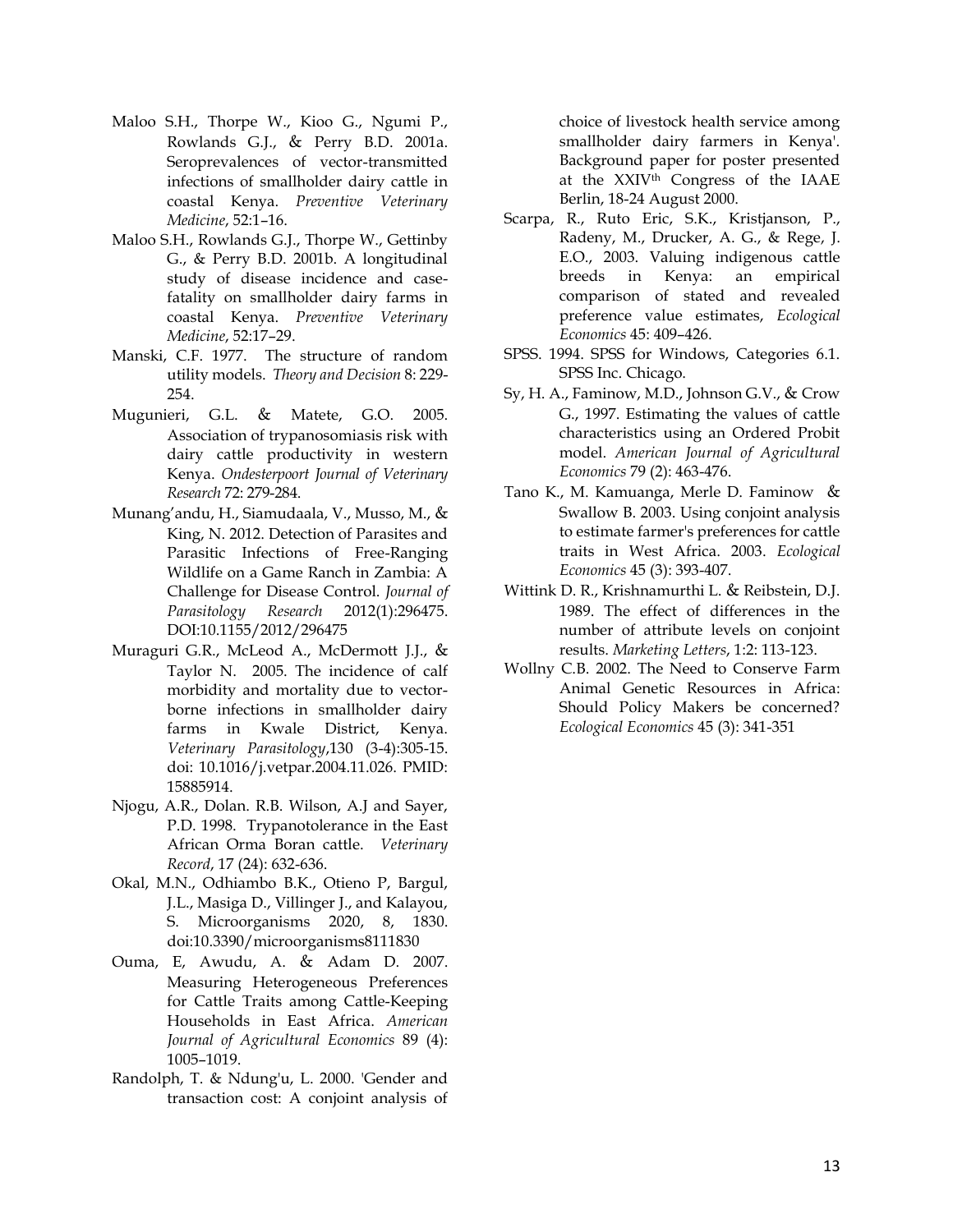Maloo S.H., Thorpe W., Kioo G., Ngumi P., Rowlands G.J., & Perry B.D. 2001a. Seroprevalences of vector-transmitted infections of smallholder dairy cattle in coastal Kenya. *Preventive Veterinary Medicine*, 52:1–16.

Maloo S.H., Rowlands G.J., Thorpe W., Gettinby G., & Perry B.D. 2001b. A longitudinal study of disease incidence and case-fatality on smallholder dairy farms in coastal Kenya. *Preventive Veterinary Medicine*, 52:17–29.

Manski, C.F. 1977. The structure of random utility models. *Theory and Decision* 8: 229-254.

Mugunieri, G.L. & Matete, G.O. 2005. Association of trypanosomiasis risk with dairy cattle productivity in western Kenya. *Ondesterpoort Journal of Veterinary Research* 72: 279-284.

Munang'andu, H., Siamudaala, V., Musso, M., & King, N. 2012. Detection of Parasites and Parasitic Infections of Free-Ranging Wildlife on a Game Ranch in Zambia: A Challenge for Disease Control. *Journal of Parasitology Research* 2012(1):296475. DOI:10.1155/2012/296475

Muraguri G.R., McLeod A., McDermott J.J., & Taylor N. 2005. The incidence of calf morbidity and mortality due to vector-borne infections in smallholder dairy farms in Kwale District, Kenya. *Veterinary Parasitology*,130 (3-4):305-15. doi: 10.1016/j.vetpar.2004.11.026. PMID: 15885914.

Njogu, A.R., Dolan. R.B. Wilson, A.J and Sayer, P.D. 1998. Trypanotolerance in the East African Orma Boran cattle. *Veterinary Record*, 17 (24): 632-636.

Okal, M.N., Odhiambo B.K., Otieno P, Bargul, J.L., Masiga D., Villinger J., and Kalayou, S. Microorganisms 2020, 8, 1830. doi:10.3390/microorganisms8111830

Ouma, E, Awudu, A. & Adam D. 2007. Measuring Heterogeneous Preferences for Cattle Traits among Cattle-Keeping Households in East Africa. *American Journal of Agricultural Economics* 89 (4): 1005–1019.

Randolph, T. & Ndung'u, L. 2000. 'Gender and transaction cost: A conjoint analysis of choice of livestock health service among smallholder dairy farmers in Kenya'. Background paper for poster presented at the XXIV[th] Congress of the IAAE Berlin, 18-24 August 2000.

Scarpa, R., Ruto Eric, S.K., Kristjanson, P., Radeny, M., Drucker, A. G., & Rege, J. E.O., 2003. Valuing indigenous cattle breeds in Kenya: an empirical comparison of stated and revealed preference value estimates, *Ecological Economics* 45: 409–426.

SPSS. 1994. SPSS for Windows, Categories 6.1. SPSS Inc. Chicago.

Sy, H. A., Faminow, M.D., Johnson G.V., & Crow G., 1997. Estimating the values of cattle characteristics using an Ordered Probit model. *American Journal of Agricultural Economics* 79 (2): 463-476.

Tano K., M. Kamuanga, Merle D. Faminow & Swallow B. 2003. Using conjoint analysis to estimate farmer's preferences for cattle traits in West Africa. 2003. *Ecological Economics* 45 (3): 393-407.

Wittink D. R., Krishnamurthi L. & Reibstein, D.J. 1989. The effect of differences in the number of attribute levels on conjoint results. *Marketing Letters*, 1:2: 113-123.

Wollny C.B. 2002. The Need to Conserve Farm Animal Genetic Resources in Africa: Should Policy Makers be concerned? *Ecological Economics* 45 (3): 341-351